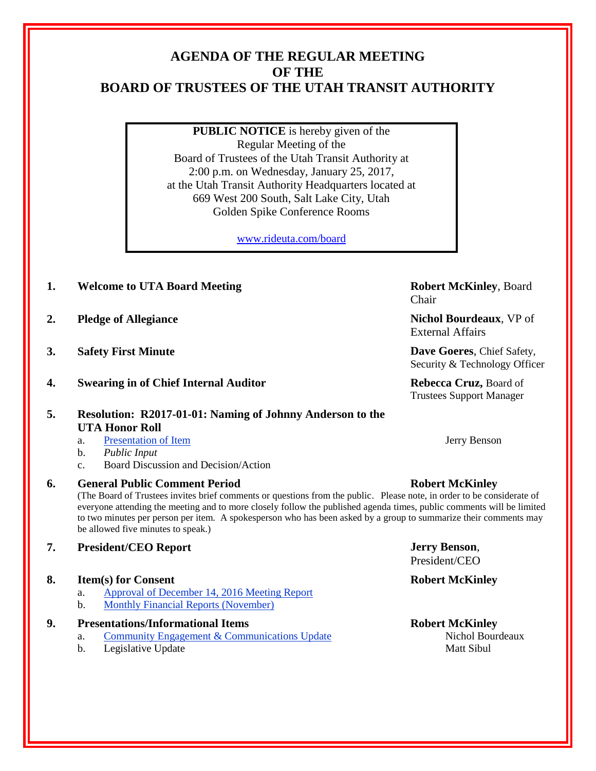# AGENDA OF THE REGULAR MEETING OF THE BOARD OF TRUSTEES OF THE UTAH TRANSIT AUTHORITY

**PUBLIC NOTICE** is hereby given of the
Regular Meeting of the
Board of Trustees of the Utah Transit Authority at
2:00 p.m. on Wednesday, January 25, 2017,
at the Utah Transit Authority Headquarters located at
669 West 200 South, Salt Lake City, Utah
Golden Spike Conference Rooms

www.rideuta.com/board

1. **Welcome to UTA Board Meeting** — **Robert McKinley**, Board Chair

2. **Pledge of Allegiance** — **Nichol Bourdeaux**, VP of External Affairs

3. **Safety First Minute** — **Dave Goeres**, Chief Safety, Security & Technology Officer

4. **Swearing in of Chief Internal Auditor** — **Rebecca Cruz,** Board of Trustees Support Manager

5. **Resolution: R2017-01-01: Naming of Johnny Anderson to the UTA Honor Roll**
   a. Presentation of Item — Jerry Benson
   b. *Public Input*
   c. Board Discussion and Decision/Action

6. **General Public Comment Period** — **Robert McKinley**
   (The Board of Trustees invites brief comments or questions from the public. Please note, in order to be considerate of everyone attending the meeting and to more closely follow the published agenda times, public comments will be limited to two minutes per person per item. A spokesperson who has been asked by a group to summarize their comments may be allowed five minutes to speak.)

7. **President/CEO Report** — **Jerry Benson**, President/CEO

8. **Item(s) for Consent** — **Robert McKinley**
   a. Approval of December 14, 2016 Meeting Report
   b. Monthly Financial Reports (November)

9. **Presentations/Informational Items** — **Robert McKinley**
   a. Community Engagement & Communications Update — Nichol Bourdeaux
   b. Legislative Update — Matt Sibul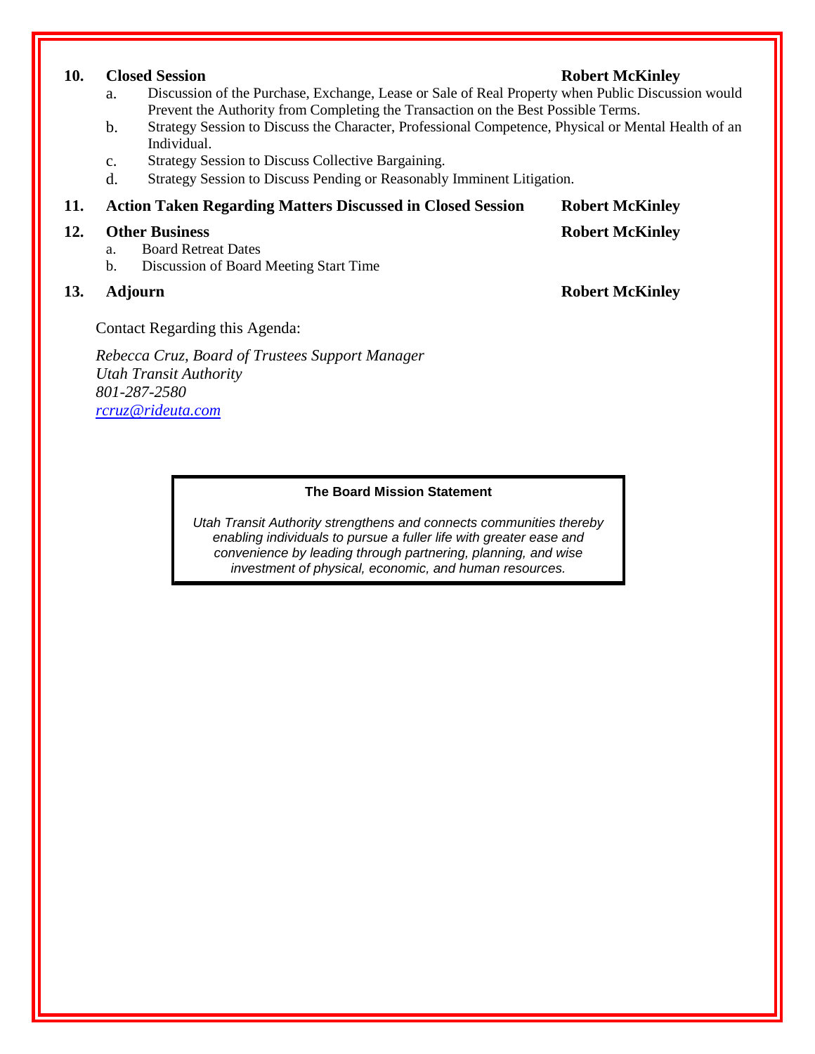**10. Closed Session** **Robert McKinley**

a. Discussion of the Purchase, Exchange, Lease or Sale of Real Property when Public Discussion would Prevent the Authority from Completing the Transaction on the Best Possible Terms.

b. Strategy Session to Discuss the Character, Professional Competence, Physical or Mental Health of an Individual.

c. Strategy Session to Discuss Collective Bargaining.

d. Strategy Session to Discuss Pending or Reasonably Imminent Litigation.

**11. Action Taken Regarding Matters Discussed in Closed Session** **Robert McKinley**

**12. Other Business** **Robert McKinley**

a. Board Retreat Dates

b. Discussion of Board Meeting Start Time

**13. Adjourn** **Robert McKinley**

Contact Regarding this Agenda:

*Rebecca Cruz, Board of Trustees Support Manager*
*Utah Transit Authority*
*801-287-2580*
*rcruz@rideuta.com*

**The Board Mission Statement**

*Utah Transit Authority strengthens and connects communities thereby enabling individuals to pursue a fuller life with greater ease and convenience by leading through partnering, planning, and wise investment of physical, economic, and human resources.*